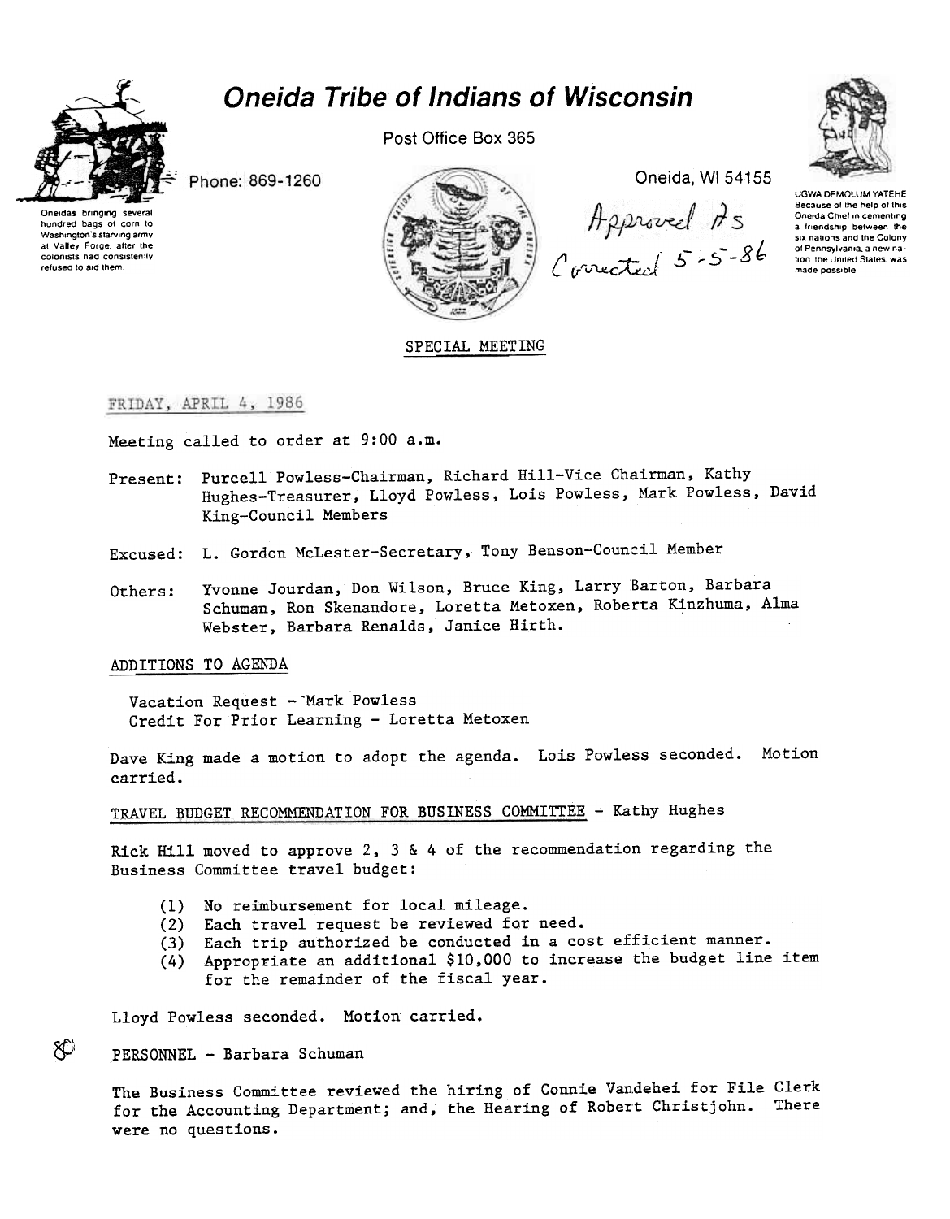# Oneida Tribe of Indians of Wisconsin

Post Office Box 365

Phone: 869-1260

Oneida, WI 54155

Oneidas bringing several hundred bags of corn to Washington's starving army at Valley Forge, after the colonists had consistently refused to aid them.

UGWA DEMOLUM YATEHE
Because of the help of this Oneida Chief in cementing a friendship between the six nations and the Colony of Pennsylvania, a new nation, the United States, was made possible

Approved As Corrected 5-5-86

SPECIAL MEETING

FRIDAY, APRIL 4, 1986

Meeting called to order at 9:00 a.m.

Present: Purcell Powless-Chairman, Richard Hill-Vice Chairman, Kathy Hughes-Treasurer, Lloyd Powless, Lois Powless, Mark Powless, David King-Council Members

Excused: L. Gordon McLester-Secretary, Tony Benson-Council Member

Others: Yvonne Jourdan, Don Wilson, Bruce King, Larry Barton, Barbara Schuman, Ron Skenandore, Loretta Metoxen, Roberta Kinzhuma, Alma Webster, Barbara Renalds, Janice Hirth.

ADDITIONS TO AGENDA

Vacation Request - Mark Powless
Credit For Prior Learning - Loretta Metoxen

Dave King made a motion to adopt the agenda. Lois Powless seconded. Motion carried.

TRAVEL BUDGET RECOMMENDATION FOR BUSINESS COMMITTEE - Kathy Hughes

Rick Hill moved to approve 2, 3 & 4 of the recommendation regarding the Business Committee travel budget:

(1) No reimbursement for local mileage.
(2) Each travel request be reviewed for need.
(3) Each trip authorized be conducted in a cost efficient manner.
(4) Appropriate an additional $10,000 to increase the budget line item for the remainder of the fiscal year.

Lloyd Powless seconded. Motion carried.

PERSONNEL - Barbara Schuman

The Business Committee reviewed the hiring of Connie Vandehei for File Clerk for the Accounting Department; and, the Hearing of Robert Christjohn. There were no questions.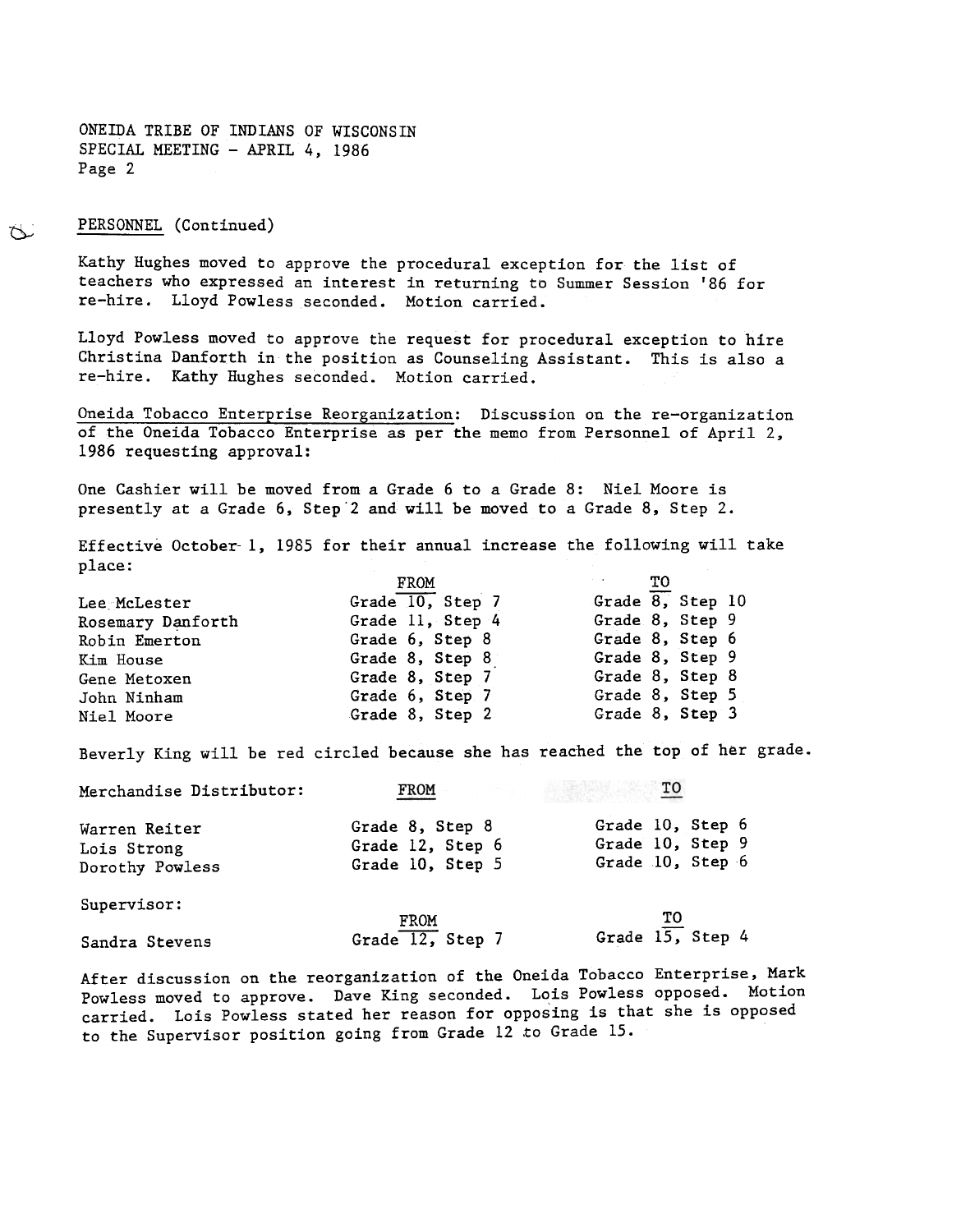ONEIDA TRIBE OF INDIANS OF WISCONSIN
SPECIAL MEETING - APRIL 4, 1986
Page 2

PERSONNEL (Continued)

Kathy Hughes moved to approve the procedural exception for the list of teachers who expressed an interest in returning to Summer Session '86 for re-hire. Lloyd Powless seconded. Motion carried.

Lloyd Powless moved to approve the request for procedural exception to hire Christina Danforth in the position as Counseling Assistant. This is also a re-hire. Kathy Hughes seconded. Motion carried.

Oneida Tobacco Enterprise Reorganization: Discussion on the re-organization of the Oneida Tobacco Enterprise as per the memo from Personnel of April 2, 1986 requesting approval:

One Cashier will be moved from a Grade 6 to a Grade 8: Niel Moore is presently at a Grade 6, Step 2 and will be moved to a Grade 8, Step 2.

Effective October 1, 1985 for their annual increase the following will take place:

| | FROM | TO |
|---|---|---|
| Lee McLester | Grade 10, Step 7 | Grade 8, Step 10 |
| Rosemary Danforth | Grade 11, Step 4 | Grade 8, Step 9 |
| Robin Emerton | Grade 6, Step 8 | Grade 8, Step 6 |
| Kim House | Grade 8, Step 8 | Grade 8, Step 9 |
| Gene Metoxen | Grade 8, Step 7 | Grade 8, Step 8 |
| John Ninham | Grade 6, Step 7 | Grade 8, Step 5 |
| Niel Moore | Grade 8, Step 2 | Grade 8, Step 3 |

Beverly King will be red circled because she has reached the top of her grade.

| Merchandise Distributor: | FROM | TO |
|---|---|---|
| Warren Reiter | Grade 8, Step 8 | Grade 10, Step 6 |
| Lois Strong | Grade 12, Step 6 | Grade 10, Step 9 |
| Dorothy Powless | Grade 10, Step 5 | Grade 10, Step 6 |

| Supervisor: | FROM | TO |
|---|---|---|
| Sandra Stevens | Grade 12, Step 7 | Grade 15, Step 4 |

After discussion on the reorganization of the Oneida Tobacco Enterprise, Mark Powless moved to approve. Dave King seconded. Lois Powless opposed. Motion carried. Lois Powless stated her reason for opposing is that she is opposed to the Supervisor position going from Grade 12 to Grade 15.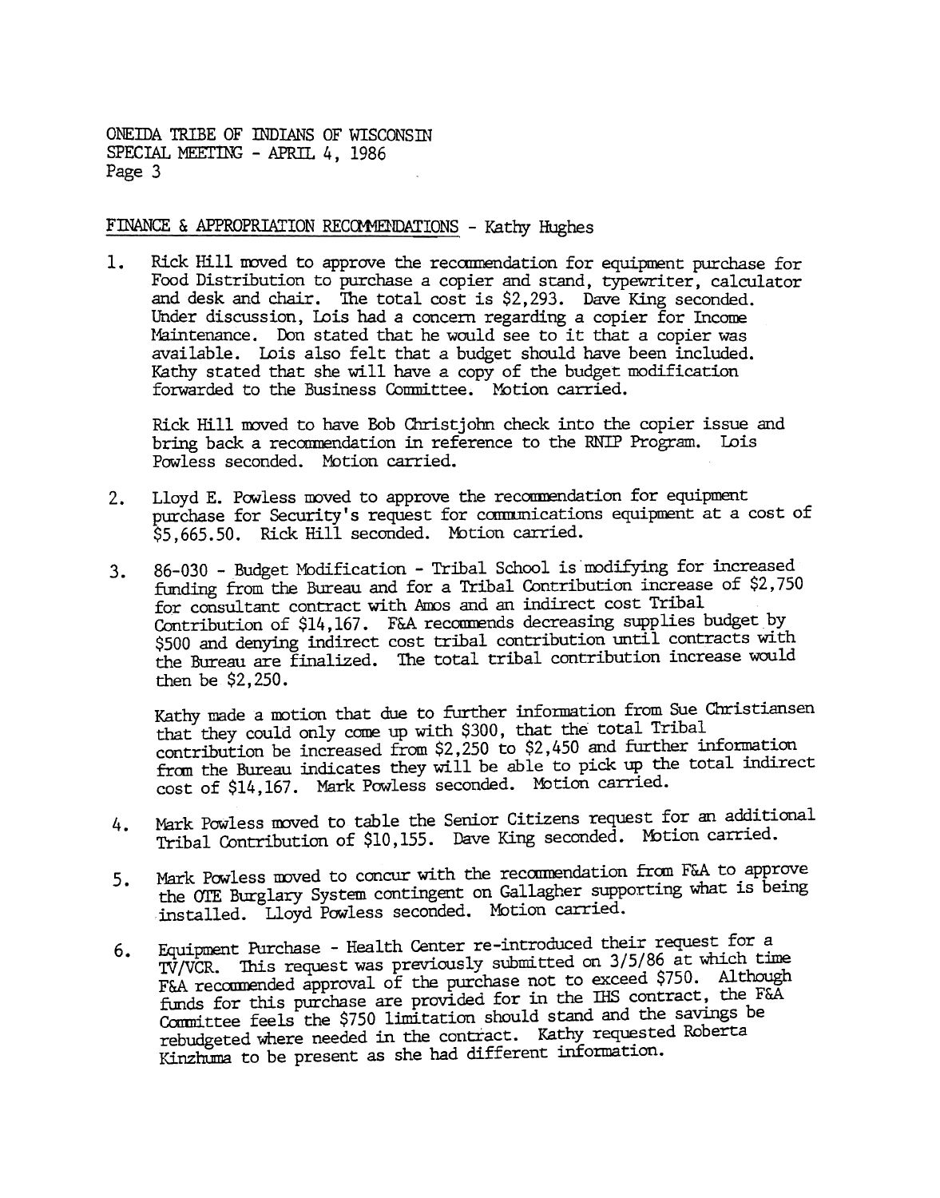FINANCE & APPROPRIATION RECOMMENDATIONS - Kathy Hughes

1. Rick Hill moved to approve the recommendation for equipment purchase for Food Distribution to purchase a copier and stand, typewriter, calculator and desk and chair. The total cost is $2,293. Dave King seconded. Under discussion, Lois had a concern regarding a copier for Income Maintenance. Don stated that he would see to it that a copier was available. Lois also felt that a budget should have been included. Kathy stated that she will have a copy of the budget modification forwarded to the Business Committee. Motion carried.

   Rick Hill moved to have Bob Christjohn check into the copier issue and bring back a recommendation in reference to the RNIP Program. Lois Powless seconded. Motion carried.

2. Lloyd E. Powless moved to approve the recommendation for equipment purchase for Security's request for communications equipment at a cost of $5,665.50. Rick Hill seconded. Motion carried.

3. 86-030 - Budget Modification - Tribal School is modifying for increased funding from the Bureau and for a Tribal Contribution increase of $2,750 for consultant contract with Amos and an indirect cost Tribal Contribution of $14,167. F&A recommends decreasing supplies budget by $500 and denying indirect cost tribal contribution until contracts with the Bureau are finalized. The total tribal contribution increase would then be $2,250.

   Kathy made a motion that due to further information from Sue Christiansen that they could only come up with $300, that the total Tribal contribution be increased from $2,250 to $2,450 and further information from the Bureau indicates they will be able to pick up the total indirect cost of $14,167. Mark Powless seconded. Motion carried.

4. Mark Powless moved to table the Senior Citizens request for an additional Tribal Contribution of $10,155. Dave King seconded. Motion carried.

5. Mark Powless moved to concur with the recommendation from F&A to approve the OTE Burglary System contingent on Gallagher supporting what is being installed. Lloyd Powless seconded. Motion carried.

6. Equipment Purchase - Health Center re-introduced their request for a TV/VCR. This request was previously submitted on 3/5/86 at which time F&A recommended approval of the purchase not to exceed $750. Although funds for this purchase are provided for in the IHS contract, the F&A Committee feels the $750 limitation should stand and the savings be rebudgeted where needed in the contract. Kathy requested Roberta Kinzhuma to be present as she had different information.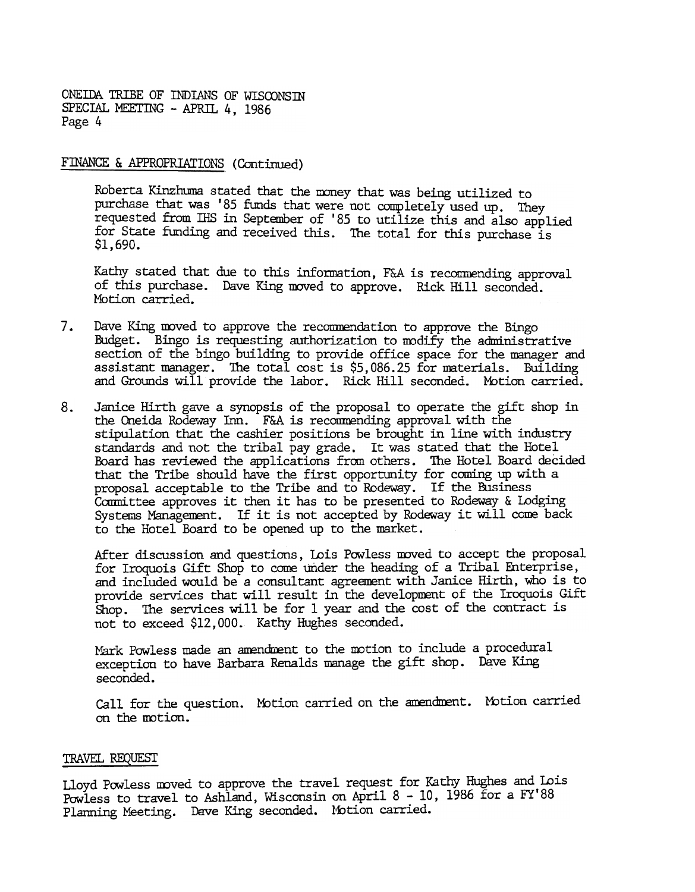## FINANCE & APPROPRIATIONS (Continued)

Roberta Kinzhuma stated that the money that was being utilized to purchase that was '85 funds that were not completely used up. They requested from IHS in September of '85 to utilize this and also applied for State funding and received this. The total for this purchase is $1,690.

Kathy stated that due to this information, F&A is recommending approval of this purchase. Dave King moved to approve. Rick Hill seconded. Motion carried.

7. Dave King moved to approve the recommendation to approve the Bingo Budget. Bingo is requesting authorization to modify the administrative section of the bingo building to provide office space for the manager and assistant manager. The total cost is $5,086.25 for materials. Building and Grounds will provide the labor. Rick Hill seconded. Motion carried.

8. Janice Hirth gave a synopsis of the proposal to operate the gift shop in the Oneida Rodeway Inn. F&A is recommending approval with the stipulation that the cashier positions be brought in line with industry standards and not the tribal pay grade. It was stated that the Hotel Board has reviewed the applications from others. The Hotel Board decided that the Tribe should have the first opportunity for coming up with a proposal acceptable to the Tribe and to Rodeway. If the Business Committee approves it then it has to be presented to Rodeway & Lodging Systems Management. If it is not accepted by Rodeway it will come back to the Hotel Board to be opened up to the market.

   After discussion and questions, Lois Powless moved to accept the proposal for Iroquois Gift Shop to come under the heading of a Tribal Enterprise, and included would be a consultant agreement with Janice Hirth, who is to provide services that will result in the development of the Iroquois Gift Shop. The services will be for 1 year and the cost of the contract is not to exceed $12,000. Kathy Hughes seconded.

   Mark Powless made an amendment to the motion to include a procedural exception to have Barbara Renalds manage the gift shop. Dave King seconded.

   Call for the question. Motion carried on the amendment. Motion carried on the motion.

## TRAVEL REQUEST

Lloyd Powless moved to approve the travel request for Kathy Hughes and Lois Powless to travel to Ashland, Wisconsin on April 8 - 10, 1986 for a FY'88 Planning Meeting. Dave King seconded. Motion carried.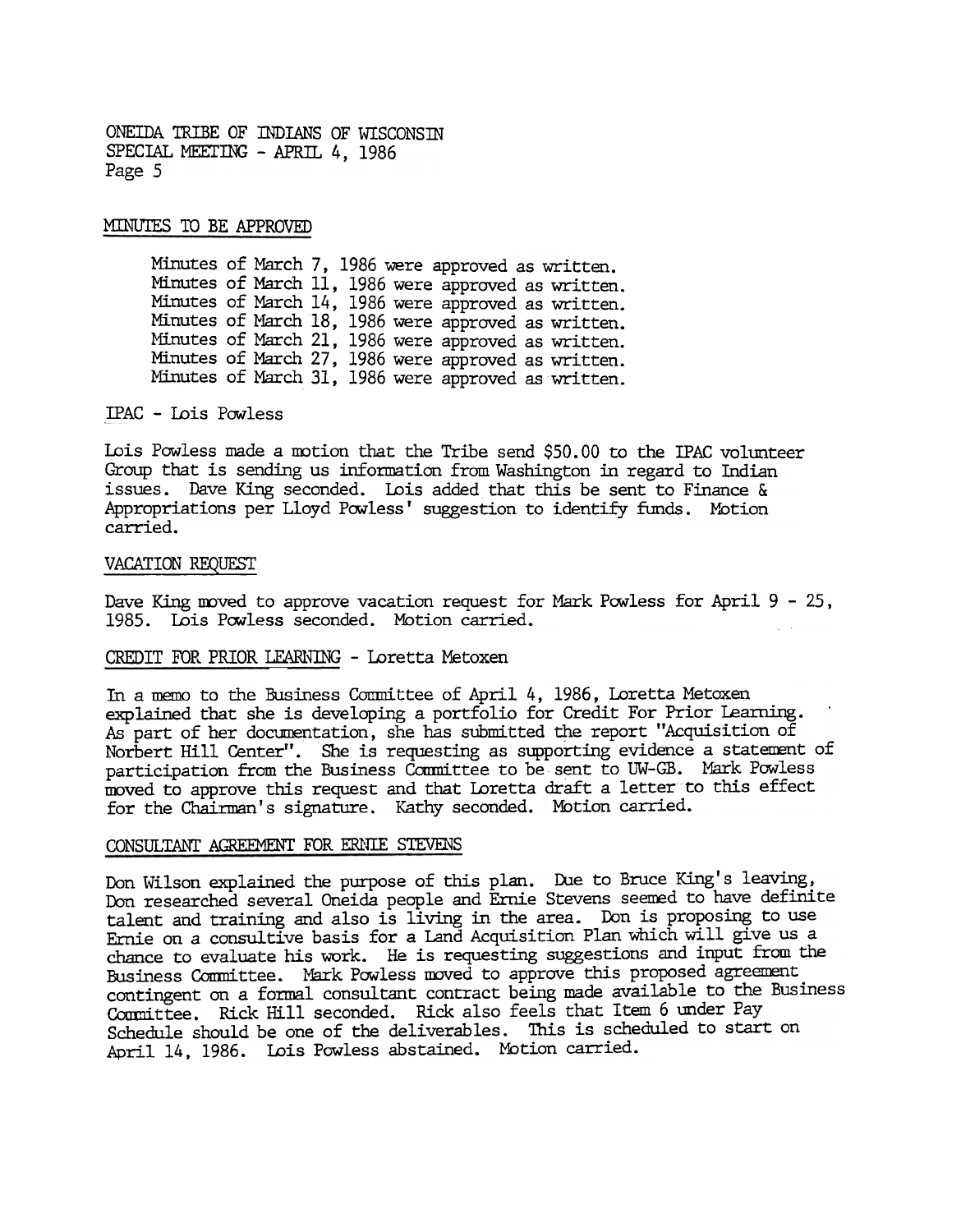## MINUTES TO BE APPROVED

Minutes of March 7, 1986 were approved as written.
Minutes of March 11, 1986 were approved as written.
Minutes of March 14, 1986 were approved as written.
Minutes of March 18, 1986 were approved as written.
Minutes of March 21, 1986 were approved as written.
Minutes of March 27, 1986 were approved as written.
Minutes of March 31, 1986 were approved as written.

## IPAC - Lois Powless

Lois Powless made a motion that the Tribe send $50.00 to the IPAC volunteer Group that is sending us information from Washington in regard to Indian issues. Dave King seconded. Lois added that this be sent to Finance & Appropriations per Lloyd Powless' suggestion to identify funds. Motion carried.

## VACATION REQUEST

Dave King moved to approve vacation request for Mark Powless for April 9 - 25, 1985. Lois Powless seconded. Motion carried.

## CREDIT FOR PRIOR LEARNING - Loretta Metoxen

In a memo to the Business Committee of April 4, 1986, Loretta Metoxen explained that she is developing a portfolio for Credit For Prior Learning. As part of her documentation, she has submitted the report "Acquisition of Norbert Hill Center". She is requesting as supporting evidence a statement of participation from the Business Committee to be sent to UW-GB. Mark Powless moved to approve this request and that Loretta draft a letter to this effect for the Chairman's signature. Kathy seconded. Motion carried.

## CONSULTANT AGREEMENT FOR ERNIE STEVENS

Don Wilson explained the purpose of this plan. Due to Bruce King's leaving, Don researched several Oneida people and Ernie Stevens seemed to have definite talent and training and also is living in the area. Don is proposing to use Ernie on a consultive basis for a Land Acquisition Plan which will give us a chance to evaluate his work. He is requesting suggestions and input from the Business Committee. Mark Powless moved to approve this proposed agreement contingent on a formal consultant contract being made available to the Business Committee. Rick Hill seconded. Rick also feels that Item 6 under Pay Schedule should be one of the deliverables. This is scheduled to start on April 14, 1986. Lois Powless abstained. Motion carried.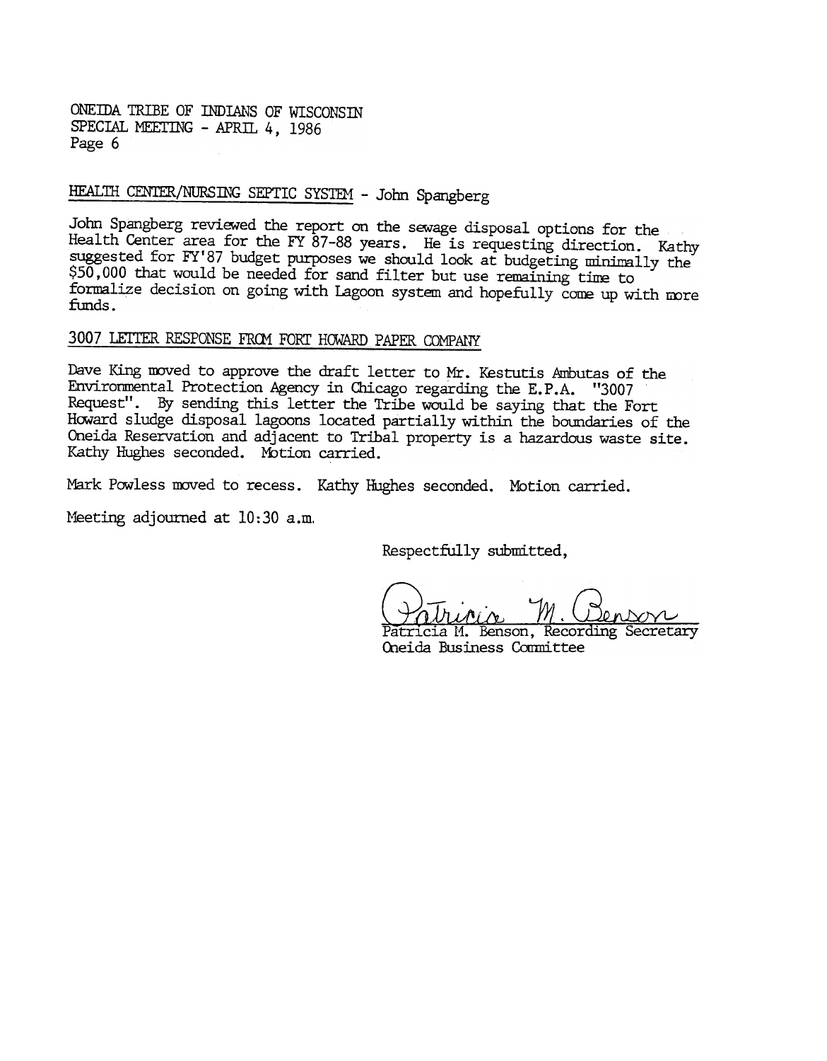ONEIDA TRIBE OF INDIANS OF WISCONSIN
SPECIAL MEETING - APRIL 4, 1986
Page 6

## HEALTH CENTER/NURSING SEPTIC SYSTEM - John Spangberg

John Spangberg reviewed the report on the sewage disposal options for the Health Center area for the FY 87-88 years. He is requesting direction. Kathy suggested for FY'87 budget purposes we should look at budgeting minimally the $50,000 that would be needed for sand filter but use remaining time to formalize decision on going with Lagoon system and hopefully come up with more funds.

## 3007 LETTER RESPONSE FROM FORT HOWARD PAPER COMPANY

Dave King moved to approve the draft letter to Mr. Kestutis Ambutas of the Environmental Protection Agency in Chicago regarding the E.P.A. "3007 Request". By sending this letter the Tribe would be saying that the Fort Howard sludge disposal lagoons located partially within the boundaries of the Oneida Reservation and adjacent to Tribal property is a hazardous waste site. Kathy Hughes seconded. Motion carried.

Mark Powless moved to recess. Kathy Hughes seconded. Motion carried.

Meeting adjourned at 10:30 a.m.

Respectfully submitted,

Patricia M. Benson, Recording Secretary
Oneida Business Committee